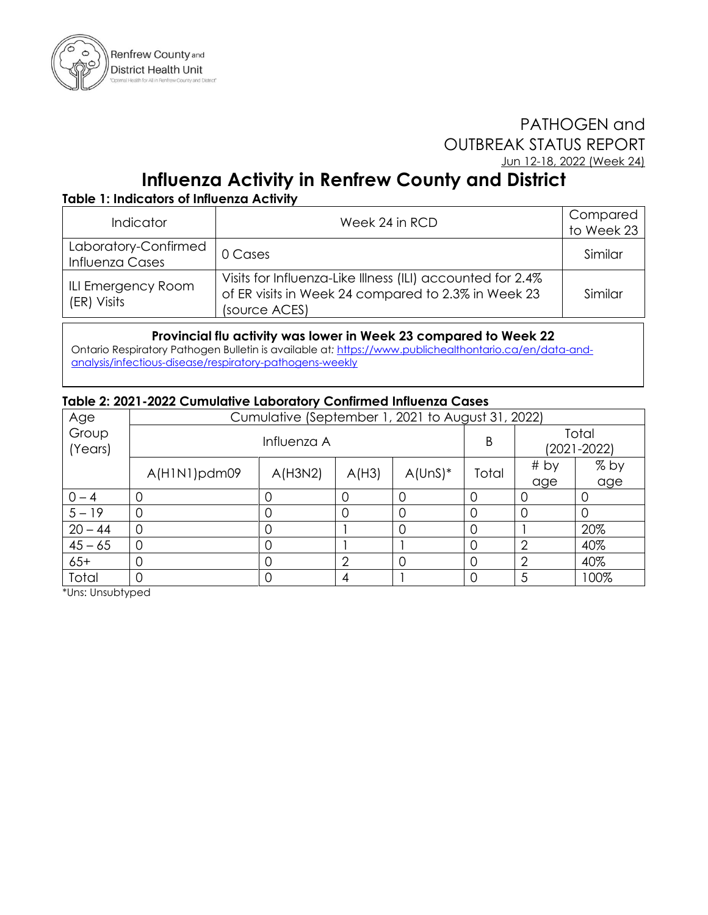Renfrew County and District Health Unit

"Optimal Health for All in Renfrew County and District"

PATHOGEN and OUTBREAK STATUS REPORT

Jun 12-18, 2022 (Week 24)

# Influenza Activity in Renfrew County and District

**Table 1: Indicators of Influenza Activity**

| Indicator | Week 24 in RCD | Compared to Week 23 |
|---|---|---|
| Laboratory-Confirmed Influenza Cases | 0 Cases | Similar |
| ILI Emergency Room (ER) Visits | Visits for Influenza-Like Illness (ILI) accounted for 2.4% of ER visits in Week 24 compared to 2.3% in Week 23 (source ACES) | Similar |

**Provincial flu activity was lower in Week 23 compared to Week 22**

Ontario Respiratory Pathogen Bulletin is available at: https://www.publichealthontario.ca/en/data-and-analysis/infectious-disease/respiratory-pathogens-weekly

**Table 2: 2021-2022 Cumulative Laboratory Confirmed Influenza Cases**

| Age Group (Years) | Cumulative (September 1, 2021 to August 31, 2022) | | | | | | |
|---|---|---|---|---|---|---|---|
| | Influenza A | | | | B | Total (2021-2022) | |
| | A(H1N1)pdm09 | A(H3N2) | A(H3) | A(UnS)* | Total | # by age | % by age |
| 0 – 4 | 0 | 0 | 0 | 0 | 0 | 0 | 0 |
| 5 – 19 | 0 | 0 | 0 | 0 | 0 | 0 | 0 |
| 20 – 44 | 0 | 0 | 1 | 0 | 0 | 1 | 20% |
| 45 – 65 | 0 | 0 | 1 | 1 | 0 | 2 | 40% |
| 65+ | 0 | 0 | 2 | 0 | 0 | 2 | 40% |
| Total | 0 | 0 | 4 | 1 | 0 | 5 | 100% |

*Uns: Unsubtyped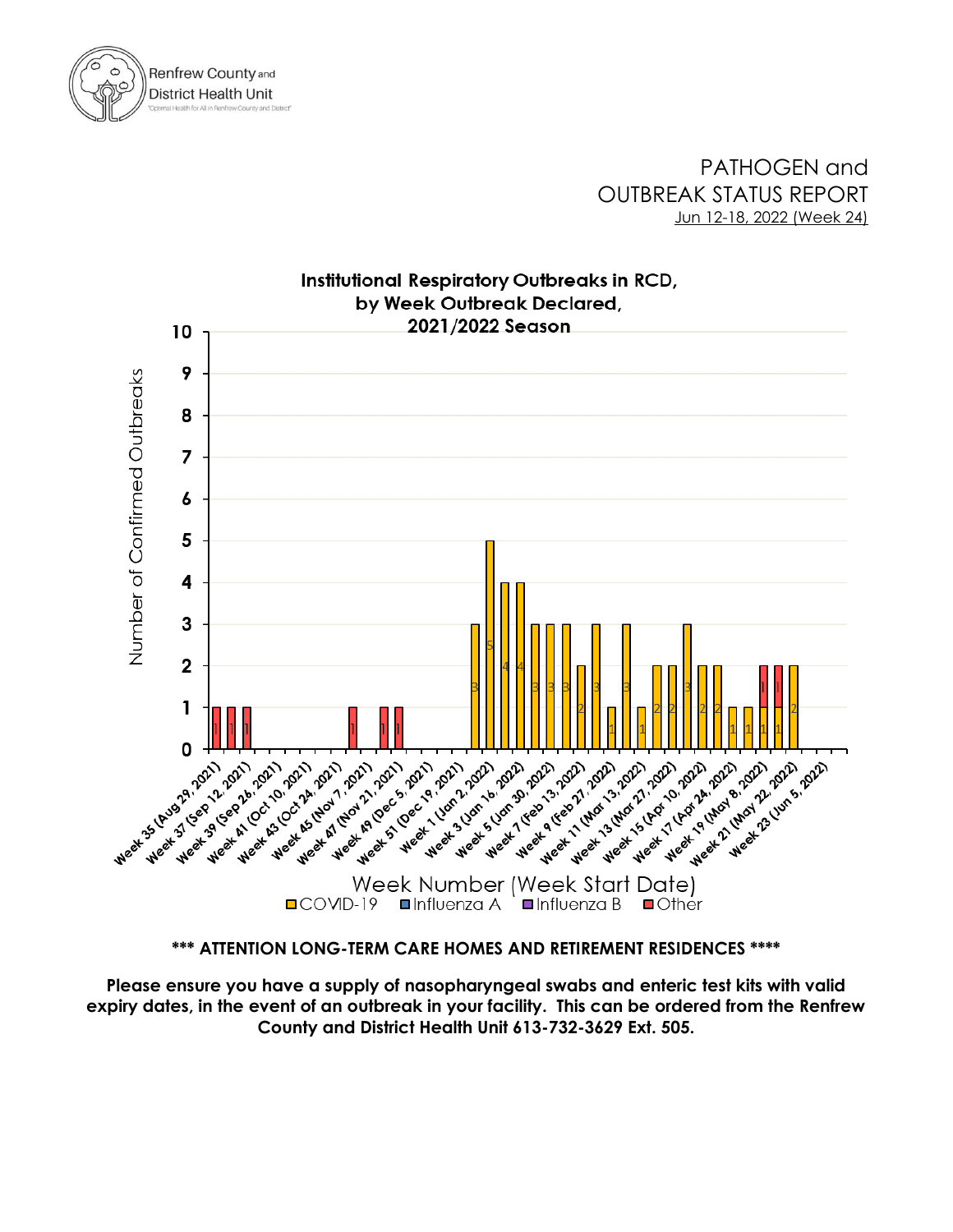Renfrew County and District Health Unit
"Optimal Health for All in Renfrew County and District"

PATHOGEN and
OUTBREAK STATUS REPORT
Jun 12-18, 2022 (Week 24)

**Institutional Respiratory Outbreaks in RCD, by Week Outbreak Declared, 2021/2022 Season**

Number of Confirmed Outbreaks

10
9
8
7
6
5
4
3
2
1
0

Week 35 (Aug 29, 2021)
Week 37 (Sep 12, 2021)
Week 39 (Sep 26, 2021)
Week 41 (Oct 10, 2021)
Week 43 (Oct 24, 2021)
Week 45 (Nov 7, 2021)
Week 47 (Nov 21, 2021)
Week 49 (Dec 5, 2021)
Week 51 (Dec 19, 2021)
Week 1 (Jan 2, 2022)
Week 3 (Jan 16, 2022)
Week 5 (Jan 30, 2022)
Week 7 (Feb 13, 2022)
Week 9 (Feb 27, 2022)
Week 11 (Mar 13, 2022)
Week 13 (Mar 27, 2022)
Week 15 (Apr 10, 2022)
Week 17 (Apr 24, 2022)
Week 19 (May 8, 2022)
Week 21 (May 22, 2022)
Week 23 (Jun 5, 2022)

Week Number (Week Start Date)

COVID-19 Influenza A Influenza B Other

**\*\*\* ATTENTION LONG-TERM CARE HOMES AND RETIREMENT RESIDENCES \*\*\*\***

**Please ensure you have a supply of nasopharyngeal swabs and enteric test kits with valid expiry dates, in the event of an outbreak in your facility. This can be ordered from the Renfrew County and District Health Unit 613-732-3629 Ext. 505.**